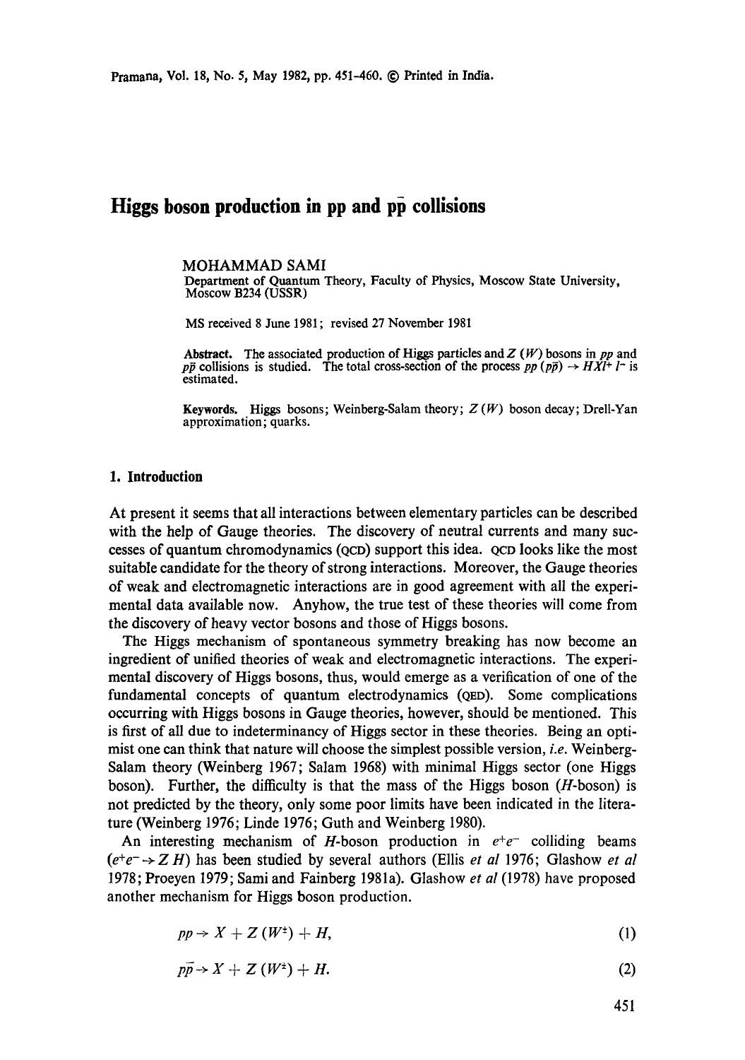# Higgs boson production in pp and p$\bar{p}$ collisions

MOHAMMAD SAMI

Department of Quantum Theory, Faculty of Physics, Moscow State University, Moscow B234 (USSR)

MS received 8 June 1981; revised 27 November 1981

**Abstract.** The associated production of Higgs particles and $Z$ ($W$) bosons in $pp$ and $p\bar{p}$ collisions is studied. The total cross-section of the process $pp$ ($p\bar{p}$) $\to HXl^+ l^-$ is estimated.

**Keywords.** Higgs bosons; Weinberg-Salam theory; $Z$ ($W$) boson decay; Drell-Yan approximation; quarks.

## 1. Introduction

At present it seems that all interactions between elementary particles can be described with the help of Gauge theories. The discovery of neutral currents and many successes of quantum chromodynamics (QCD) support this idea. QCD looks like the most suitable candidate for the theory of strong interactions. Moreover, the Gauge theories of weak and electromagnetic interactions are in good agreement with all the experimental data available now. Anyhow, the true test of these theories will come from the discovery of heavy vector bosons and those of Higgs bosons.

The Higgs mechanism of spontaneous symmetry breaking has now become an ingredient of unified theories of weak and electromagnetic interactions. The experimental discovery of Higgs bosons, thus, would emerge as a verification of one of the fundamental concepts of quantum electrodynamics (QED). Some complications occurring with Higgs bosons in Gauge theories, however, should be mentioned. This is first of all due to indeterminancy of Higgs sector in these theories. Being an optimist one can think that nature will choose the simplest possible version, *i.e.* Weinberg-Salam theory (Weinberg 1967; Salam 1968) with minimal Higgs sector (one Higgs boson). Further, the difficulty is that the mass of the Higgs boson ($H$-boson) is not predicted by the theory, only some poor limits have been indicated in the literature (Weinberg 1976; Linde 1976; Guth and Weinberg 1980).

An interesting mechanism of $H$-boson production in $e^+e^-$ colliding beams ($e^+e^- \to Z\,H$) has been studied by several authors (Ellis *et al* 1976; Glashow *et al* 1978; Proeyen 1979; Sami and Fainberg 1981a). Glashow *et al* (1978) have proposed another mechanism for Higgs boson production.

$$pp \to X + Z\,(W^{\pm}) + H, \tag{1}$$

$$p\bar{p} \to X + Z\,(W^{\pm}) + H. \tag{2}$$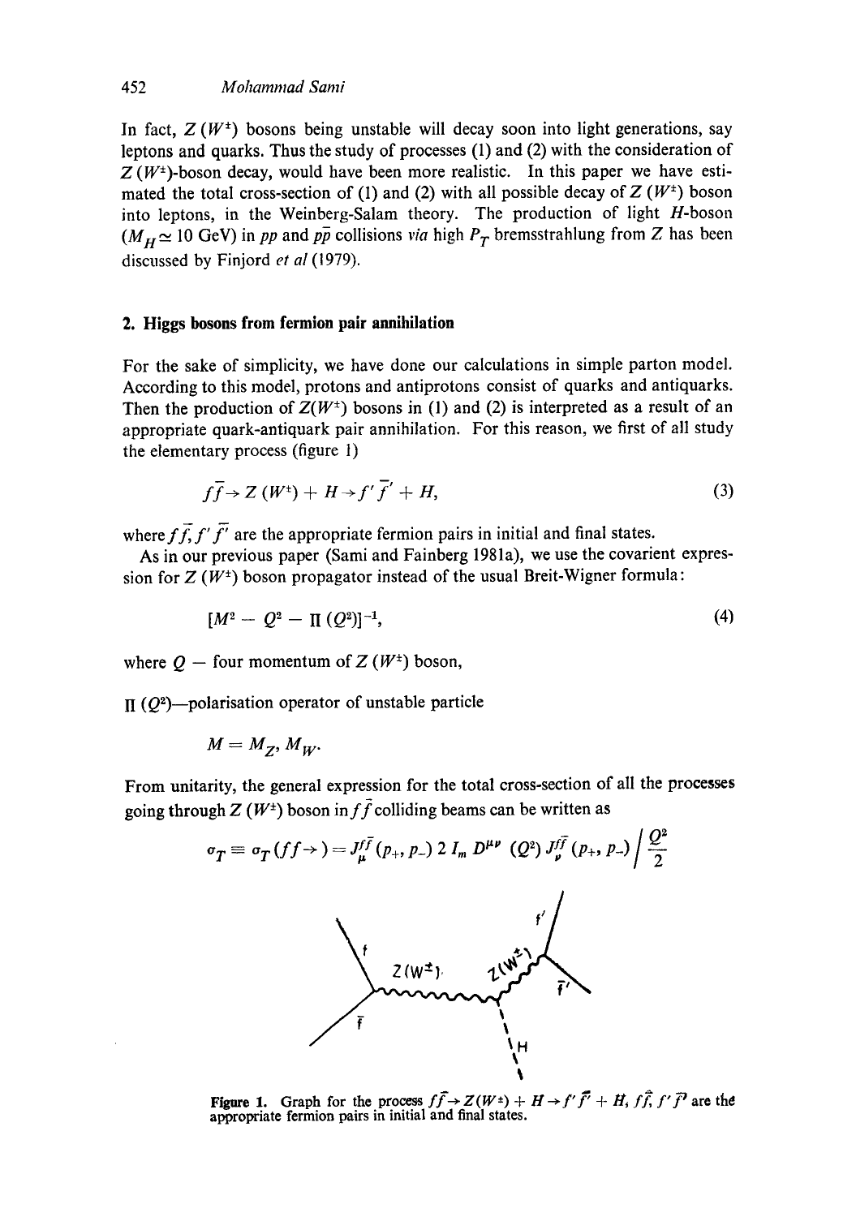In fact, $Z(W^{\pm})$ bosons being unstable will decay soon into light generations, say leptons and quarks. Thus the study of processes (1) and (2) with the consideration of $Z(W^{\pm})$-boson decay, would have been more realistic. In this paper we have estimated the total cross-section of (1) and (2) with all possible decay of $Z(W^{\pm})$ boson into leptons, in the Weinberg-Salam theory. The production of light $H$-boson ($M_H \simeq 10$ GeV) in $pp$ and $p\bar{p}$ collisions *via* high $P_T$ bremsstrahlung from $Z$ has been discussed by Finjord *et al* (1979).

## 2. Higgs bosons from fermion pair annihilation

For the sake of simplicity, we have done our calculations in simple parton model. According to this model, protons and antiprotons consist of quarks and antiquarks. Then the production of $Z(W^{\pm})$ bosons in (1) and (2) is interpreted as a result of an appropriate quark-antiquark pair annihilation. For this reason, we first of all study the elementary process (figure 1)

$$f\bar{f} \to Z(W^{\pm}) + H \to f'\bar{f}' + H, \tag{3}$$

where $f\bar{f}, f'\bar{f}'$ are the appropriate fermion pairs in initial and final states.

As in our previous paper (Sami and Fainberg 1981a), we use the covarient expression for $Z(W^{\pm})$ boson propagator instead of the usual Breit-Wigner formula:

$$[M^2 - Q^2 - \Pi(Q^2)]^{-1}, \tag{4}$$

where $Q$ — four momentum of $Z(W^{\pm})$ boson,

$\Pi(Q^2)$—polarisation operator of unstable particle

$$M = M_Z, M_W.$$

From unitarity, the general expression for the total cross-section of all the processes going through $Z(W^{\pm})$ boson in $f\bar{f}$ colliding beams can be written as

$$\sigma_T \equiv \sigma_T(ff \to) = J_{\mu}^{f\bar{f}}(p_+, p_-)\, 2\, I_m\, D^{\mu\nu}(Q^2)\, J_{\nu}^{f\bar{f}}(p_+, p_-) \Big/ \frac{Q^2}{2}$$

**Figure 1.** Graph for the process $f\bar{f} \to Z(W^{\pm}) + H \to f'\bar{f}' + H$, $f\bar{f}, f'\bar{f}'$ are the appropriate fermion pairs in initial and final states.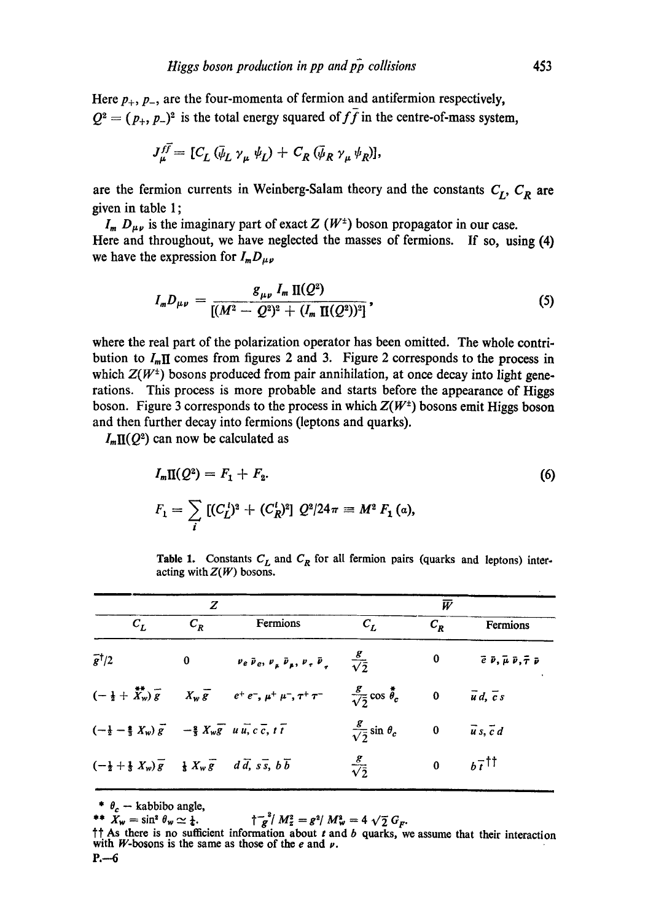Here $p_+$, $p_-$, are the four-momenta of fermion and antifermion respectively, $Q^2 = (p_+, p_-)^2$ is the total energy squared of $f\bar{f}$ in the centre-of-mass system,

$$J_\mu^{f\bar{f}} = [C_L (\bar{\psi}_L \gamma_\mu \psi_L) + C_R (\bar{\psi}_R \gamma_\mu \psi_R)],$$

are the fermion currents in Weinberg-Salam theory and the constants $C_L$, $C_R$ are given in table 1;

$I_m D_{\mu\nu}$ is the imaginary part of exact $Z$ ($W^\pm$) boson propagator in our case. Here and throughout, we have neglected the masses of fermions. If so, using (4) we have the expression for $I_m D_{\mu\nu}$

$$I_m D_{\mu\nu} = \frac{g_{\mu\nu}\, I_m \Pi(Q^2)}{[(M^2 - Q^2)^2 + (I_m \Pi(Q^2))^2]}, \tag{5}$$

where the real part of the polarization operator has been omitted. The whole contribution to $I_m \Pi$ comes from figures 2 and 3. Figure 2 corresponds to the process in which $Z(W^\pm)$ bosons produced from pair annihilation, at once decay into light generations. This process is more probable and starts before the appearance of Higgs boson. Figure 3 corresponds to the process in which $Z(W^\pm)$ bosons emit Higgs boson and then further decay into fermions (leptons and quarks).

$I_m \Pi(Q^2)$ can now be calculated as

$$I_m \Pi(Q^2) = F_1 + F_2. \tag{6}$$

$$F_1 = \sum_i [(C_L^i)^2 + (C_R^i)^2]\, Q^2/24\pi \equiv M^2 F_1(a),$$

Table 1. Constants $C_L$ and $C_R$ for all fermion pairs (quarks and leptons) interacting with $Z(W)$ bosons.

| $Z$ | | | $\bar{W}$ | | |
|---|---|---|---|---|---|
| $C_L$ | $C_R$ | Fermions | $C_L$ | $C_R$ | Fermions |
| $\bar{g}^\dagger/2$ | 0 | $\nu_e \bar{\nu}_e$, $\nu_\mu \bar{\nu}_\mu$, $\nu_\tau \bar{\nu}_\tau$ | $\frac{g}{\sqrt{2}}$ | 0 | $\bar{e}\,\nu$, $\bar{\mu}\,\nu$, $\bar{\tau}\,\nu$ |
| $(-\frac{1}{2} + X_w^{**})\,\bar{g}$ | $X_w \bar{g}$ | $e^+ e^-$, $\mu^+ \mu^-$, $\tau^+ \tau^-$ | $\frac{g}{\sqrt{2}} \cos \theta_c^*$ | 0 | $\bar{u}\,d$, $\bar{c}\,s$ |
| $(-\frac{1}{2} - \frac{2}{3} X_w)\,\bar{g}$ | $-\frac{2}{3} X_w \bar{g}$ | $u\,\bar{u}$, $c\,\bar{c}$, $t\,\bar{t}$ | $\frac{g}{\sqrt{2}} \sin \theta_c$ | 0 | $\bar{u}\,s$, $\bar{c}\,d$ |
| $(-\frac{1}{2} + \frac{1}{3} X_w)\,\bar{g}$ | $\frac{1}{3} X_w \bar{g}$ | $d\,\bar{d}$, $s\,\bar{s}$, $b\,\bar{b}$ | $\frac{g}{\sqrt{2}}$ | 0 | $b\,\bar{t}$ †† |

\* $\theta_c$ — kabbibo angle,

\*\* $X_w = \sin^2 \theta_w \simeq \frac{1}{4}$. † $\bar{g}^2/M_z^2 = g^2/M_w^2 = 4\sqrt{2}\,G_F$.

†† As there is no sufficient information about $t$ and $b$ quarks, we assume that their interaction with $W$-bosons is the same as those of the $e$ and $\nu$.

P.—6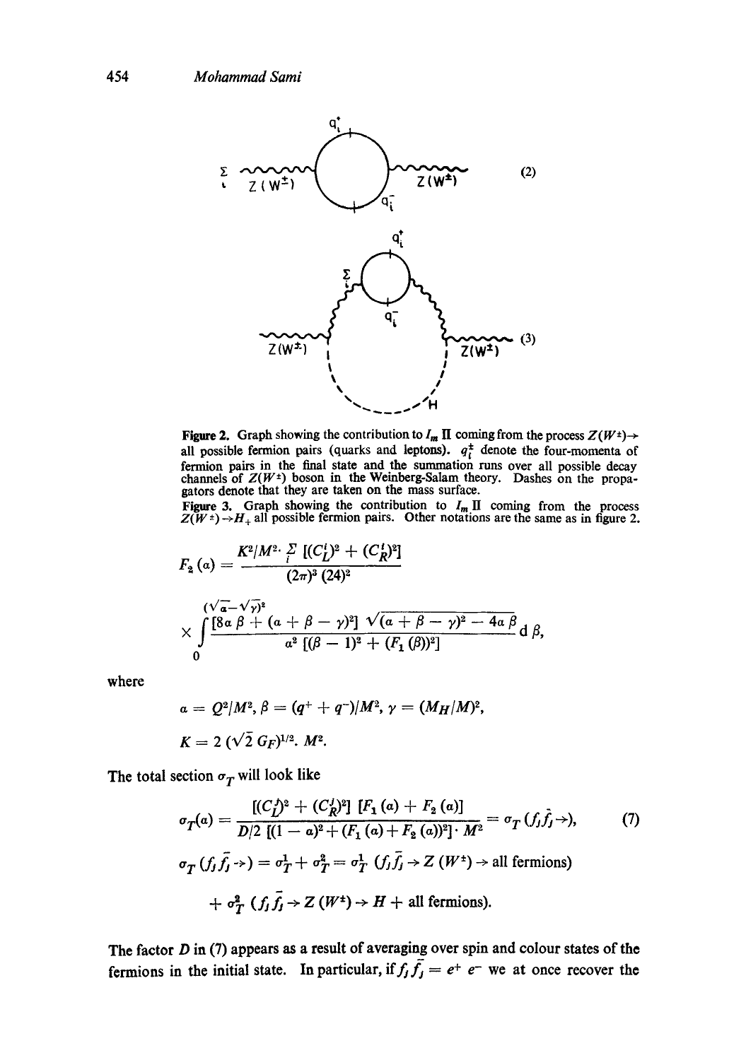(2)

(3)

**Figure 2.** Graph showing the contribution to $I_m \Pi$ coming from the process $Z(W^{\pm}) \to$ all possible fermion pairs (quarks and leptons). $q_i^{\pm}$ denote the four-momenta of fermion pairs in the final state and the summation runs over all possible decay channels of $Z(W^{\pm})$ boson in the Weinberg-Salam theory. Dashes on the propagators denote that they are taken on the mass surface.

**Figure 3.** Graph showing the contribution to $I_m \Pi$ coming from the process $Z(W^{\pm}) \to H_+$ all possible fermion pairs. Other notations are the same as in figure 2.

$$F_2(\alpha) = \frac{K^2/M^2 \cdot \sum_i [(C_L^i)^2 + (C_R^i)^2]}{(2\pi)^3 (24)^2}$$

$$\times \int_0^{(\sqrt{\alpha}-\sqrt{\gamma})^2} \frac{[8\alpha\beta + (\alpha + \beta - \gamma)^2] \sqrt{(\alpha + \beta - \gamma)^2 - 4\alpha\beta}}{\alpha^2 [(\beta - 1)^2 + (F_1(\beta))^2]} \mathrm{d}\beta,$$

where

$$\alpha = Q^2/M^2, \beta = (q^+ + q^-)/M^2, \gamma = (M_H/M)^2,$$

$$K = 2(\sqrt{2}\, G_F)^{1/2} \cdot M^2.$$

The total section $\sigma_T$ will look like

$$\sigma_T(\alpha) = \frac{[(C_L^j)^2 + (C_R^j)^2]\,[F_1(\alpha) + F_2(\alpha)]}{D/2\,[(1-\alpha)^2 + (F_1(\alpha) + F_2(\alpha))^2] \cdot M^2} = \sigma_T(f_j \bar{f}_j \to), \tag{7}$$

$$\sigma_T(f_j \bar{f}_j \to) = \sigma_T^1 + \sigma_T^2 = \sigma_T^1 (f_j \bar{f}_j \to Z(W^{\pm}) \to \text{all fermions})$$

$$+ \sigma_T^2 (f_j \bar{f}_j \to Z(W^{\pm}) \to H + \text{all fermions}).$$

The factor $D$ in (7) appears as a result of averaging over spin and colour states of the fermions in the initial state. In particular, if $f_j \bar{f}_j = e^+ e^-$ we at once recover the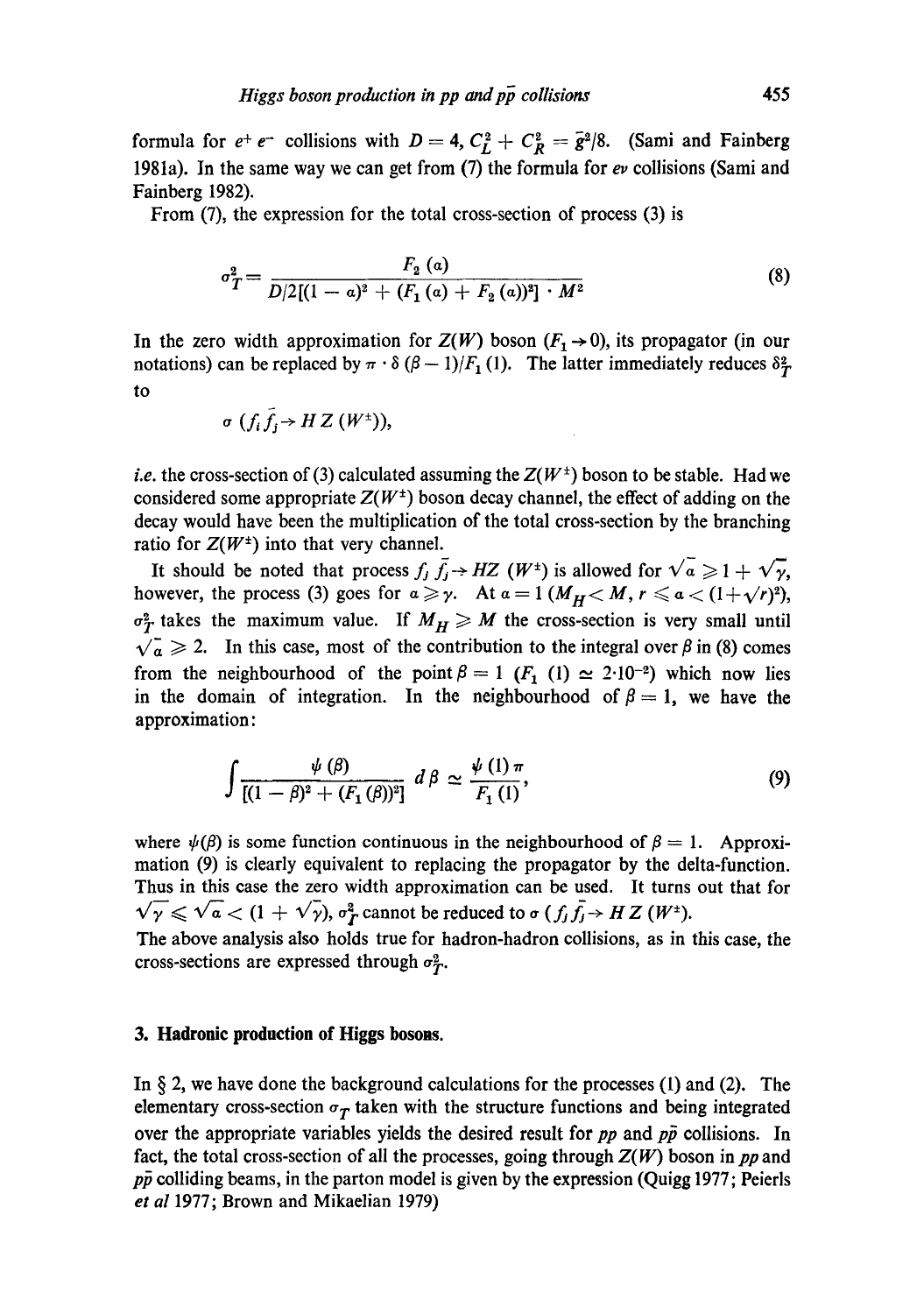formula for $e^+ e^-$ collisions with $D = 4$, $C_L^2 + C_R^2 = \bar{g}^2/8$. (Sami and Fainberg 1981a). In the same way we can get from (7) the formula for $e\nu$ collisions (Sami and Fainberg 1982).

From (7), the expression for the total cross-section of process (3) is

$$\sigma_T^2 = \frac{F_2(a)}{D/2[(1-a)^2 + (F_1(a) + F_2(a))^2] \cdot M^2} \tag{8}$$

In the zero width approximation for $Z(W)$ boson ($F_1 \to 0$), its propagator (in our notations) can be replaced by $\pi \cdot \delta(\beta - 1)/F_1(1)$. The latter immediately reduces $\delta_T^2$ to

$$\sigma(f_i \bar{f}_j \to H Z(W^\pm)),$$

*i.e.* the cross-section of (3) calculated assuming the $Z(W^\pm)$ boson to be stable. Had we considered some appropriate $Z(W^\pm)$ boson decay channel, the effect of adding on the decay would have been the multiplication of the total cross-section by the branching ratio for $Z(W^\pm)$ into that very channel.

It should be noted that process $f_j \bar{f}_j \to HZ(W^\pm)$ is allowed for $\sqrt{a} \geqslant 1 + \sqrt{\gamma}$, however, the process (3) goes for $a \geqslant \gamma$. At $a = 1$ ($M_H < M$, $r \leqslant a < (1+\sqrt{r})^2$), $\sigma_T^2$ takes the maximum value. If $M_H \geqslant M$ the cross-section is very small until $\sqrt{a} \geqslant 2$. In this case, most of the contribution to the integral over $\beta$ in (8) comes from the neighbourhood of the point $\beta = 1$ ($F_1(1) \simeq 2 \cdot 10^{-2}$) which now lies in the domain of integration. In the neighbourhood of $\beta = 1$, we have the approximation:

$$\int \frac{\psi(\beta)}{[(1-\beta)^2 + (F_1(\beta))^2]} \, d\beta \simeq \frac{\psi(1)\pi}{F_1(1)}, \tag{9}$$

where $\psi(\beta)$ is some function continuous in the neighbourhood of $\beta = 1$. Approximation (9) is clearly equivalent to replacing the propagator by the delta-function. Thus in this case the zero width approximation can be used. It turns out that for $\sqrt{\gamma} \leqslant \sqrt{a} < (1 + \sqrt{\gamma})$, $\sigma_T^2$ cannot be reduced to $\sigma(f_j \bar{f}_j \to H Z(W^\pm))$.

The above analysis also holds true for hadron-hadron collisions, as in this case, the cross-sections are expressed through $\sigma_T^2$.

## 3. Hadronic production of Higgs bosons.

In § 2, we have done the background calculations for the processes (1) and (2). The elementary cross-section $\sigma_T$ taken with the structure functions and being integrated over the appropriate variables yields the desired result for $pp$ and $p\bar{p}$ collisions. In fact, the total cross-section of all the processes, going through $Z(W)$ boson in $pp$ and $p\bar{p}$ colliding beams, in the parton model is given by the expression (Quigg 1977; Peierls *et al* 1977; Brown and Mikaelian 1979)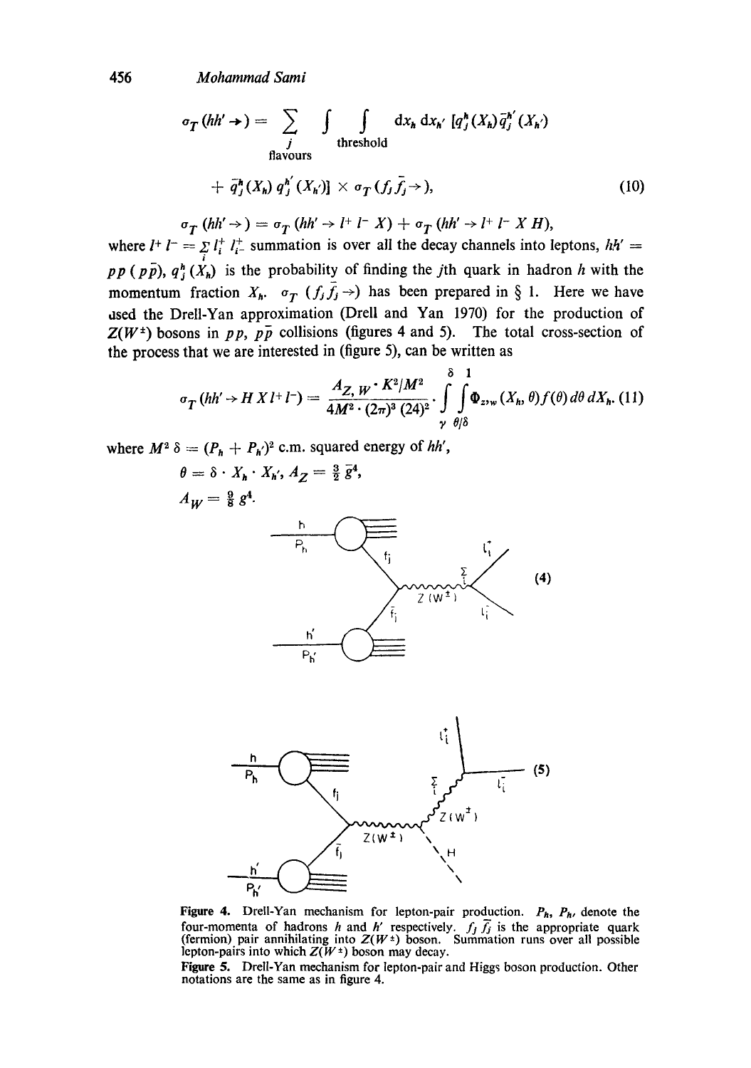$$\sigma_T(hh' \to) = \sum_{\substack{j \\ \text{flavours}}} \int \int_{\text{threshold}} dx_h \, dx_{h'} \, [q_j^h(X_h) \bar{q}_j^{h'}(X_{h'})$$

$$+ \bar{q}_j^h(X_h) \, q_j^{h'}(X_{h'})] \times \sigma_T(f_j \bar{f}_j \to), \tag{10}$$

$$\sigma_T(hh' \to) = \sigma_T(hh' \to l^+ l^- X) + \sigma_T(hh' \to l^+ l^- X H),$$

where $l^+ l^- = \sum_i l_i^+ l_{i-}^+$ summation is over all the decay channels into leptons, $hh' = pp\,(p\bar{p})$, $q_j^h(X_h)$ is the probability of finding the $j$th quark in hadron $h$ with the momentum fraction $X_h$. $\sigma_T(f_j \bar{f}_j \to)$ has been prepared in § 1. Here we have used the Drell-Yan approximation (Drell and Yan 1970) for the production of $Z(W^\pm)$ bosons in $pp$, $p\bar{p}$ collisions (figures 4 and 5). The total cross-section of the process that we are interested in (figure 5), can be written as

$$\sigma_T(hh' \to H X l^+ l^-) = \frac{A_{Z,W} \cdot K^2/M^2}{4M^2 \cdot (2\pi)^3 (24)^2} \cdot \int_{\gamma}^{\delta} \int_{\theta/\delta}^{1} \Phi_{z,w}(X_h, \theta) f(\theta) \, d\theta \, dX_h. \tag{11}$$

where $M^2 \delta = (P_h + P_{h'})^2$ c.m. squared energy of $hh'$,

$\theta = \delta \cdot X_h \cdot X_{h'}$, $A_Z = \frac{3}{2} g^4$,

$A_W = \frac{9}{8} g^4$.

**Figure 4.** Drell-Yan mechanism for lepton-pair production. $P_h$, $P_{h'}$ denote the four-momenta of hadrons $h$ and $h'$ respectively. $f_j \bar{f}_j$ is the appropriate quark (fermion) pair annihilating into $Z(W^\pm)$ boson. Summation runs over all possible lepton-pairs into which $Z(W^\pm)$ boson may decay.

**Figure 5.** Drell-Yan mechanism for lepton-pair and Higgs boson production. Other notations are the same as in figure 4.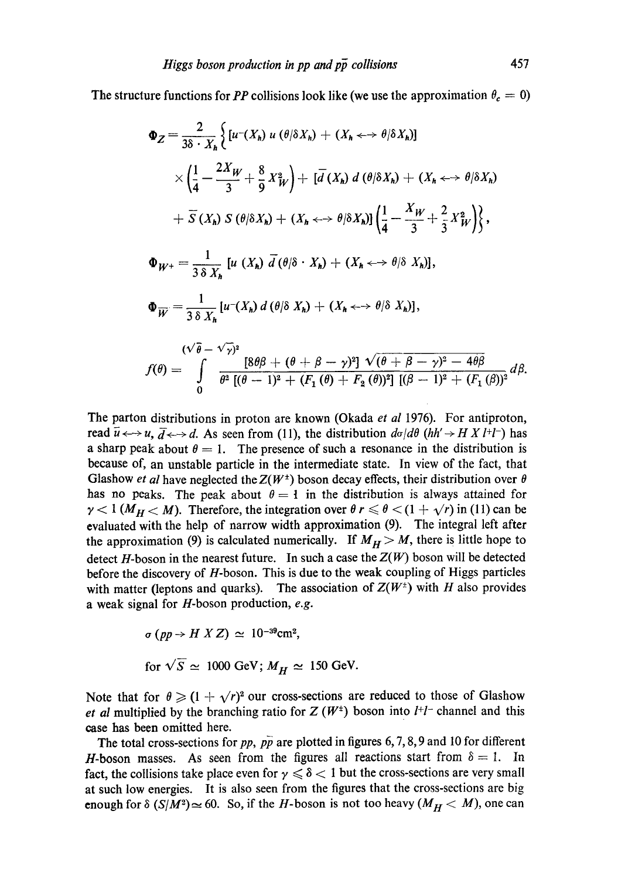The structure functions for $PP$ collisions look like (we use the approximation $\theta_c = 0$)

$$\Phi_Z = \frac{2}{3\delta \cdot X_h} \Big\{ [u^-(X_h)\, u\,(\theta/\delta X_h) + (X_h \longleftrightarrow \theta/\delta X_h)]$$

$$\times \left(\frac{1}{4} - \frac{2X_W}{3} + \frac{8}{9} X_W^2\right) + [\bar{d}\,(X_h)\, d\,(\theta/\delta X_h) + (X_h \longleftrightarrow \theta/\delta X_h)$$

$$+ \bar{S}\,(X_h)\, S\,(\theta/\delta X_h) + (X_h \longleftrightarrow \theta/\delta X_h)] \left(\frac{1}{4} - \frac{X_W}{3} + \frac{2}{3} X_W^2\right) \Big\},$$

$$\Phi_{W^+} = \frac{1}{3\,\delta\, X_h} \,[u\,(X_h)\, \bar{d}\,(\theta/\delta \cdot X_h) + (X_h \longleftrightarrow \theta/\delta\; X_h)],$$

$$\Phi_{\overline{W}} = \frac{1}{3\,\delta\, X_h} \,[u^-(X_h)\, d\,(\theta/\delta\; X_h) + (X_h \longleftrightarrow \theta/\delta\; X_h)],$$

$$f(\theta) = \int\limits_0^{(\sqrt{\theta} - \sqrt{\gamma})^2} \frac{[8\theta\beta + (\theta + \beta - \gamma)^2]\,\sqrt{(\theta + \beta - \gamma)^2 - 4\theta\beta}}{\theta^2\,[(\theta - 1)^2 + (F_1\,(\theta) + F_2\,(\theta))^2]\,[(\beta - 1)^2 + (F_1\,(\beta))^2} \, d\beta.$$

The parton distributions in proton are known (Okada *et al* 1976). For antiproton, read $\bar{u} \longleftrightarrow u$, $\bar{d} \longleftrightarrow d$. As seen from (11), the distribution $d\sigma/d\theta$ $(hh' \to H\,X\,l^+l^-)$ has a sharp peak about $\theta = 1$. The presence of such a resonance in the distribution is because of, an unstable particle in the intermediate state. In view of the fact, that Glashow *et al* have neglected the $Z(W^\pm)$ boson decay effects, their distribution over $\theta$ has no peaks. The peak about $\theta = 1$ in the distribution is always attained for $\gamma < 1$ $(M_H < M)$. Therefore, the integration over $\theta$ $r \leqslant \theta < (1 + \sqrt{r})$ in (11) can be evaluated with the help of narrow width approximation (9). The integral left after the approximation (9) is calculated numerically. If $M_H > M$, there is little hope to detect $H$-boson in the nearest future. In such a case the $Z(W)$ boson will be detected before the discovery of $H$-boson. This is due to the weak coupling of Higgs particles with matter (leptons and quarks). The association of $Z(W^\pm)$ with $H$ also provides a weak signal for $H$-boson production, *e.g.*

$$\sigma\,(pp \to H\,X\,Z) \simeq 10^{-39}\text{cm}^2,$$

$$\text{for } \sqrt{S} \simeq 1000 \text{ GeV};\; M_H \simeq 150 \text{ GeV}.$$

Note that for $\theta \geqslant (1 + \sqrt{r})^2$ our cross-sections are reduced to those of Glashow *et al* multiplied by the branching ratio for $Z$ $(W^\pm)$ boson into $l^+l^-$ channel and this case has been omitted here.

The total cross-sections for $pp$, $p\bar{p}$ are plotted in figures 6, 7, 8, 9 and 10 for different $H$-boson masses. As seen from the figures all reactions start from $\delta = 1$. In fact, the collisions take place even for $\gamma \leqslant \delta < 1$ but the cross-sections are very small at such low energies. It is also seen from the figures that the cross-sections are big enough for $\delta$ $(S/M^2) \simeq 60$. So, if the $H$-boson is not too heavy $(M_H < M)$, one can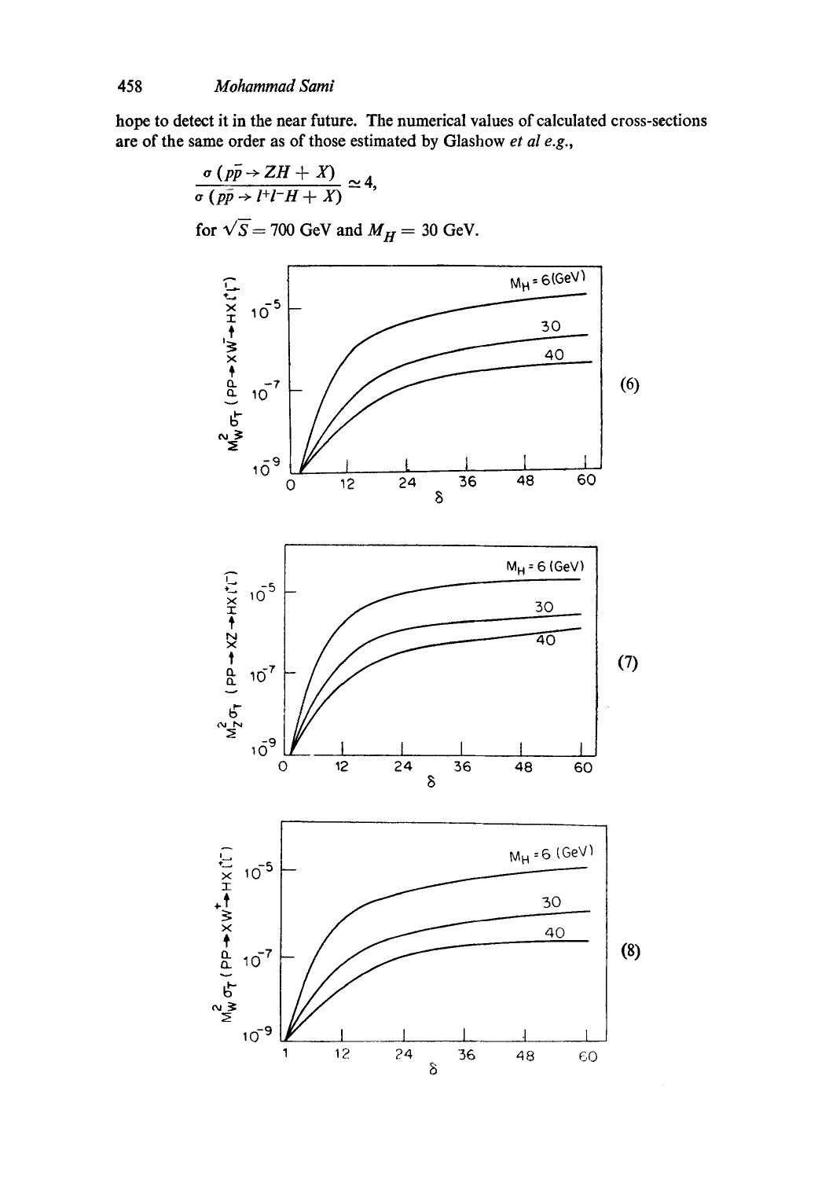hope to detect it in the near future. The numerical values of calculated cross-sections are of the same order as of those estimated by Glashow *et al e.g.*,

$$\frac{\sigma\,(p\bar{p} \to ZH + X)}{\sigma\,(p\bar{p} \to l^+l^-H + X)} \simeq 4,$$

for $\sqrt{S} = 700$ GeV and $M_H = 30$ GeV.

(6)

(7)

(8)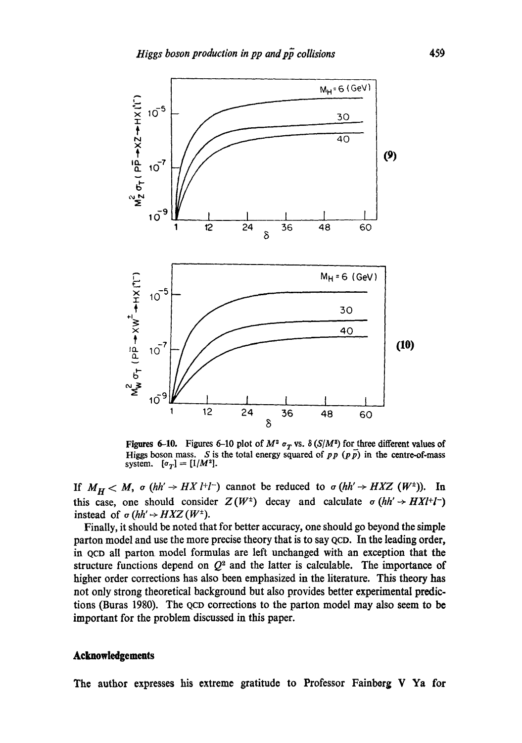**Figures 6–10.** Figures 6–10 plot of $M^2\,\sigma_T$ vs. $\delta$ $(S/M^2)$ for three different values of Higgs boson mass. $S$ is the total energy squared of $pp$ $(p\bar{p})$ in the centre-of-mass system. $[\sigma_T] = [1/M^2]$.

If $M_H < M$, $\sigma\,(hh' \to HX\,l^+l^-)$ cannot be reduced to $\sigma\,(hh' \to HXZ\;(W^\pm))$. In this case, one should consider $Z(W^\pm)$ decay and calculate $\sigma\,(hh' \to HXl^+l^-)$ instead of $\sigma\,(hh' \to HXZ\,(W^\pm))$.

Finally, it should be noted that for better accuracy, one should go beyond the simple parton model and use the more precise theory that is to say QCD. In the leading order, in QCD all parton model formulas are left unchanged with an exception that the structure functions depend on $Q^2$ and the latter is calculable. The importance of higher order corrections has also been emphasized in the literature. This theory has not only strong theoretical background but also provides better experimental predictions (Buras 1980). The QCD corrections to the parton model may also seem to be important for the problem discussed in this paper.

## Acknowledgements

The author expresses his extreme gratitude to Professor Fainberg V Ya for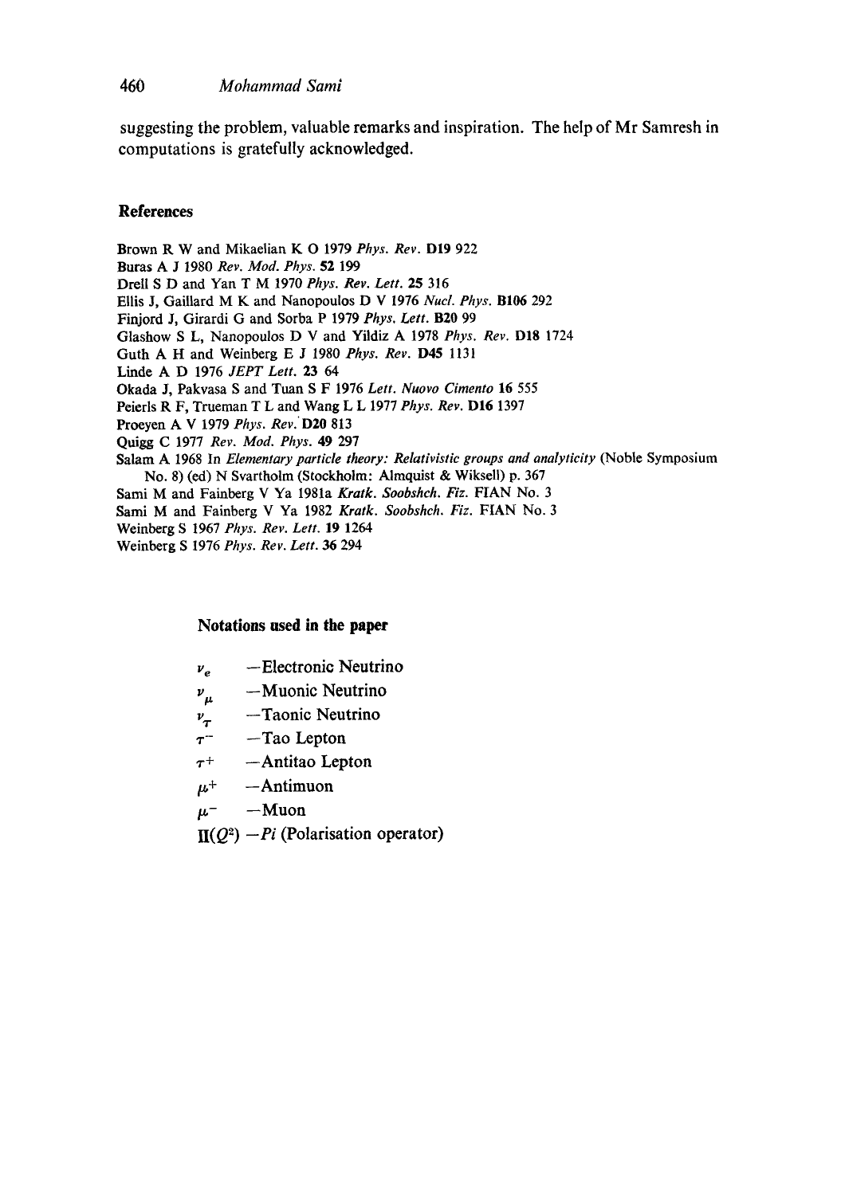suggesting the problem, valuable remarks and inspiration. The help of Mr Samresh in computations is gratefully acknowledged.

## References

Brown R W and Mikaelian K O 1979 *Phys. Rev.* **D19** 922

Buras A J 1980 *Rev. Mod. Phys.* **52** 199

Drell S D and Yan T M 1970 *Phys. Rev. Lett.* **25** 316

Ellis J, Gaillard M K and Nanopoulos D V 1976 *Nucl. Phys.* **B106** 292

Finjord J, Girardi G and Sorba P 1979 *Phys. Lett.* **B20** 99

Glashow S L, Nanopoulos D V and Yildiz A 1978 *Phys. Rev.* **D18** 1724

Guth A H and Weinberg E J 1980 *Phys. Rev.* **D45** 1131

Linde A D 1976 *JEPT Lett.* **23** 64

Okada J, Pakvasa S and Tuan S F 1976 *Lett. Nuovo Cimento* **16** 555

Peierls R F, Trueman T L and Wang L L 1977 *Phys. Rev.* **D16** 1397

Proeyen A V 1979 *Phys. Rev.* **D20** 813

Quigg C 1977 *Rev. Mod. Phys.* **49** 297

Salam A 1968 In *Elementary particle theory: Relativistic groups and analyticity* (Noble Symposium No. 8) (ed) N Svartholm (Stockholm: Almquist & Wiksell) p. 367

Sami M and Fainberg V Ya 1981a *Kratk. Soobshch. Fiz.* FIAN No. 3

Sami M and Fainberg V Ya 1982 *Kratk. Soobshch. Fiz.* FIAN No. 3

Weinberg S 1967 *Phys. Rev. Lett.* **19** 1264

Weinberg S 1976 *Phys. Rev. Lett.* **36** 294

## Notations used in the paper

- $\nu_e$ —Electronic Neutrino
- $\nu_\mu$ —Muonic Neutrino
- $\nu_\tau$ —Taonic Neutrino
- $\tau^-$ —Tao Lepton
- $\tau^+$ —Antitao Lepton
- $\mu^+$ —Antimuon
- $\mu^-$ —Muon
- $\Pi(Q^2)$ —*Pi* (Polarisation operator)